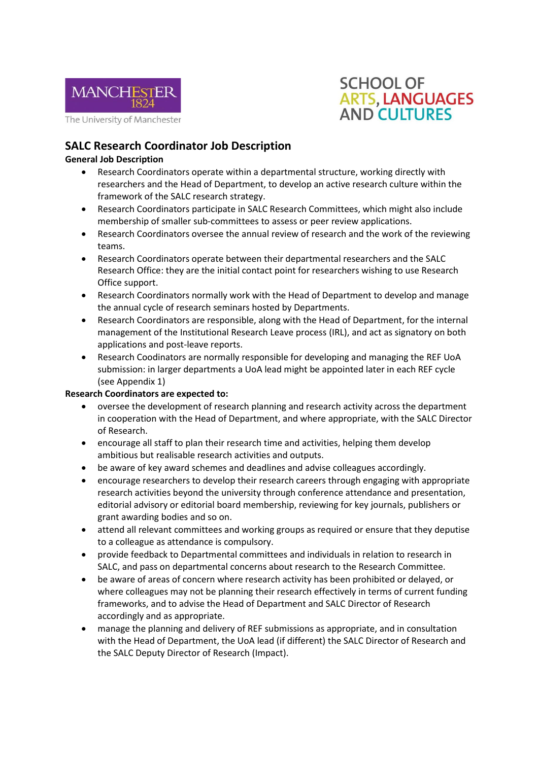MANCHESTER 1824

The University of Manchester

SCHOOL OF ARTS, LANGUAGES AND CULTURES

# SALC Research Coordinator Job Description

**General Job Description**

- Research Coordinators operate within a departmental structure, working directly with researchers and the Head of Department, to develop an active research culture within the framework of the SALC research strategy.
- Research Coordinators participate in SALC Research Committees, which might also include membership of smaller sub-committees to assess or peer review applications.
- Research Coordinators oversee the annual review of research and the work of the reviewing teams.
- Research Coordinators operate between their departmental researchers and the SALC Research Office: they are the initial contact point for researchers wishing to use Research Office support.
- Research Coordinators normally work with the Head of Department to develop and manage the annual cycle of research seminars hosted by Departments.
- Research Coordinators are responsible, along with the Head of Department, for the internal management of the Institutional Research Leave process (IRL), and act as signatory on both applications and post-leave reports.
- Research Coodinators are normally responsible for developing and managing the REF UoA submission: in larger departments a UoA lead might be appointed later in each REF cycle (see Appendix 1)

**Research Coordinators are expected to:**

- oversee the development of research planning and research activity across the department in cooperation with the Head of Department, and where appropriate, with the SALC Director of Research.
- encourage all staff to plan their research time and activities, helping them develop ambitious but realisable research activities and outputs.
- be aware of key award schemes and deadlines and advise colleagues accordingly.
- encourage researchers to develop their research careers through engaging with appropriate research activities beyond the university through conference attendance and presentation, editorial advisory or editorial board membership, reviewing for key journals, publishers or grant awarding bodies and so on.
- attend all relevant committees and working groups as required or ensure that they deputise to a colleague as attendance is compulsory.
- provide feedback to Departmental committees and individuals in relation to research in SALC, and pass on departmental concerns about research to the Research Committee.
- be aware of areas of concern where research activity has been prohibited or delayed, or where colleagues may not be planning their research effectively in terms of current funding frameworks, and to advise the Head of Department and SALC Director of Research accordingly and as appropriate.
- manage the planning and delivery of REF submissions as appropriate, and in consultation with the Head of Department, the UoA lead (if different) the SALC Director of Research and the SALC Deputy Director of Research (Impact).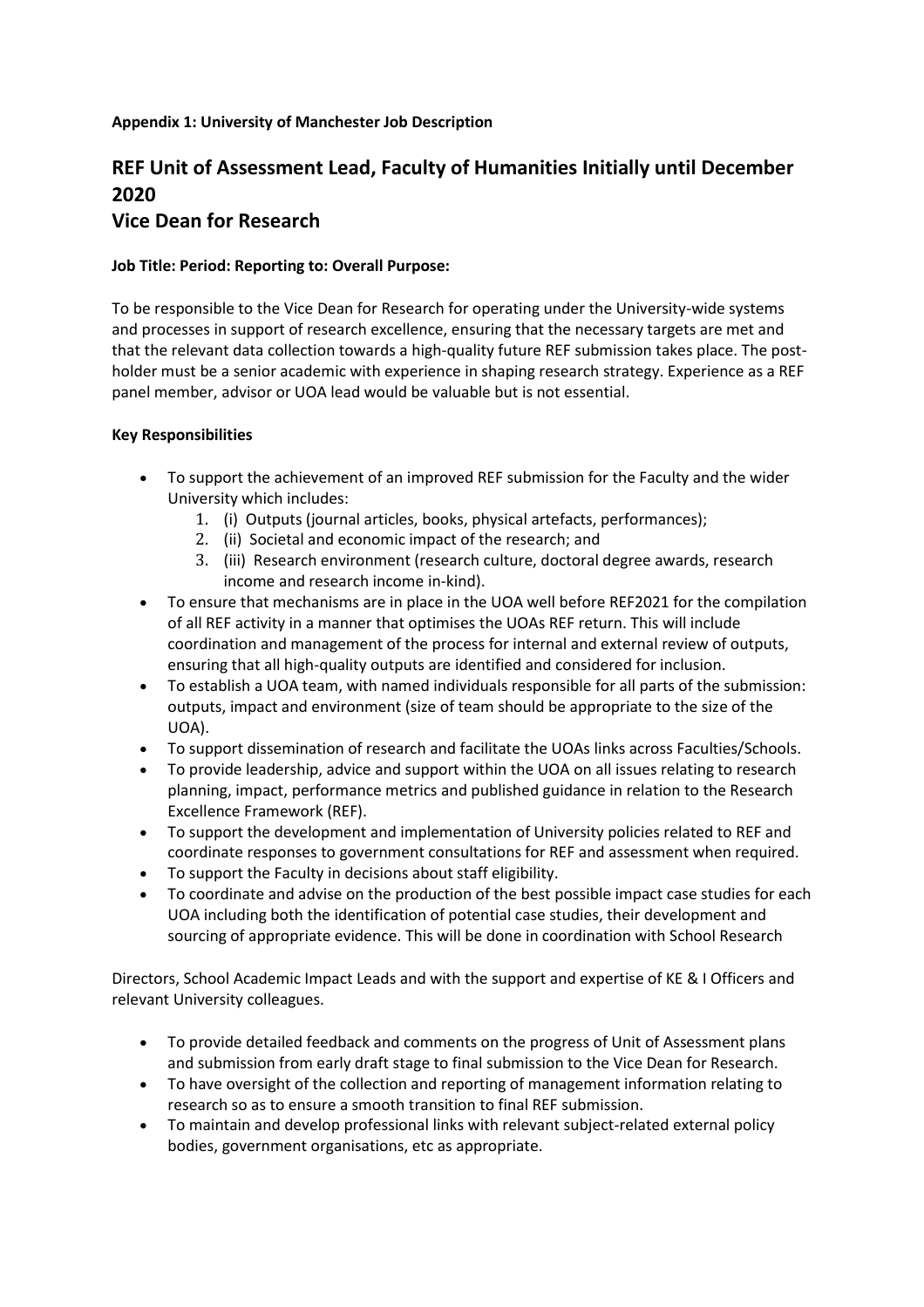**Appendix 1: University of Manchester Job Description**

## REF Unit of Assessment Lead, Faculty of Humanities Initially until December 2020
## Vice Dean for Research

**Job Title: Period: Reporting to: Overall Purpose:**

To be responsible to the Vice Dean for Research for operating under the University-wide systems and processes in support of research excellence, ensuring that the necessary targets are met and that the relevant data collection towards a high-quality future REF submission takes place. The post-holder must be a senior academic with experience in shaping research strategy. Experience as a REF panel member, advisor or UOA lead would be valuable but is not essential.

**Key Responsibilities**

- To support the achievement of an improved REF submission for the Faculty and the wider University which includes:
    1. (i) Outputs (journal articles, books, physical artefacts, performances);
    2. (ii) Societal and economic impact of the research; and
    3. (iii) Research environment (research culture, doctoral degree awards, research income and research income in-kind).
- To ensure that mechanisms are in place in the UOA well before REF2021 for the compilation of all REF activity in a manner that optimises the UOAs REF return. This will include coordination and management of the process for internal and external review of outputs, ensuring that all high-quality outputs are identified and considered for inclusion.
- To establish a UOA team, with named individuals responsible for all parts of the submission: outputs, impact and environment (size of team should be appropriate to the size of the UOA).
- To support dissemination of research and facilitate the UOAs links across Faculties/Schools.
- To provide leadership, advice and support within the UOA on all issues relating to research planning, impact, performance metrics and published guidance in relation to the Research Excellence Framework (REF).
- To support the development and implementation of University policies related to REF and coordinate responses to government consultations for REF and assessment when required.
- To support the Faculty in decisions about staff eligibility.
- To coordinate and advise on the production of the best possible impact case studies for each UOA including both the identification of potential case studies, their development and sourcing of appropriate evidence. This will be done in coordination with School Research

Directors, School Academic Impact Leads and with the support and expertise of KE & I Officers and relevant University colleagues.

- To provide detailed feedback and comments on the progress of Unit of Assessment plans and submission from early draft stage to final submission to the Vice Dean for Research.
- To have oversight of the collection and reporting of management information relating to research so as to ensure a smooth transition to final REF submission.
- To maintain and develop professional links with relevant subject-related external policy bodies, government organisations, etc as appropriate.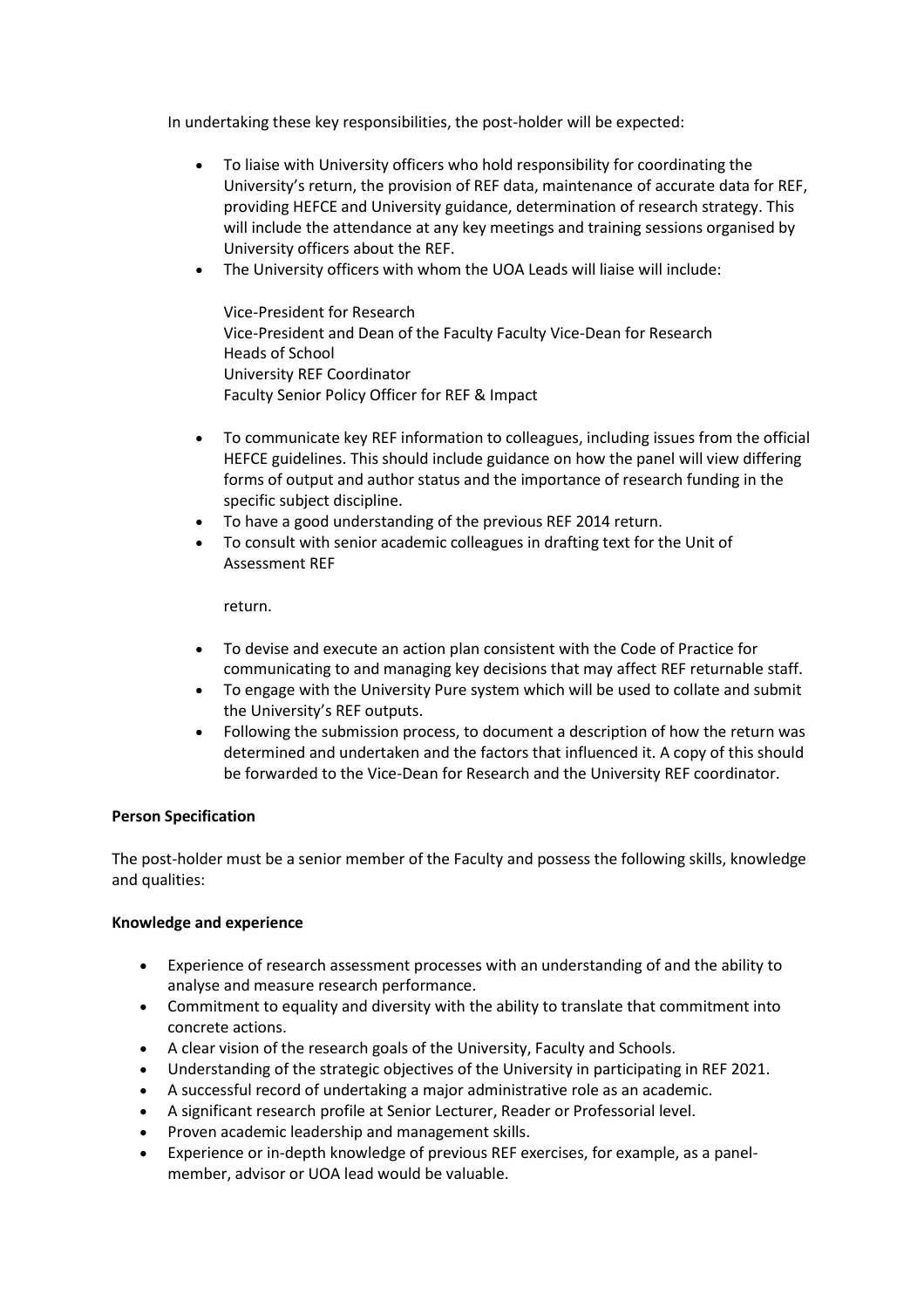In undertaking these key responsibilities, the post-holder will be expected:

- To liaise with University officers who hold responsibility for coordinating the University's return, the provision of REF data, maintenance of accurate data for REF, providing HEFCE and University guidance, determination of research strategy. This will include the attendance at any key meetings and training sessions organised by University officers about the REF.
- The University officers with whom the UOA Leads will liaise will include:

  Vice-President for Research
  Vice-President and Dean of the Faculty Faculty Vice-Dean for Research
  Heads of School
  University REF Coordinator
  Faculty Senior Policy Officer for REF & Impact

- To communicate key REF information to colleagues, including issues from the official HEFCE guidelines. This should include guidance on how the panel will view differing forms of output and author status and the importance of research funding in the specific subject discipline.
- To have a good understanding of the previous REF 2014 return.
- To consult with senior academic colleagues in drafting text for the Unit of Assessment REF

  return.

- To devise and execute an action plan consistent with the Code of Practice for communicating to and managing key decisions that may affect REF returnable staff.
- To engage with the University Pure system which will be used to collate and submit the University's REF outputs.
- Following the submission process, to document a description of how the return was determined and undertaken and the factors that influenced it. A copy of this should be forwarded to the Vice-Dean for Research and the University REF coordinator.

**Person Specification**

The post-holder must be a senior member of the Faculty and possess the following skills, knowledge and qualities:

**Knowledge and experience**

- Experience of research assessment processes with an understanding of and the ability to analyse and measure research performance.
- Commitment to equality and diversity with the ability to translate that commitment into concrete actions.
- A clear vision of the research goals of the University, Faculty and Schools.
- Understanding of the strategic objectives of the University in participating in REF 2021.
- A successful record of undertaking a major administrative role as an academic.
- A significant research profile at Senior Lecturer, Reader or Professorial level.
- Proven academic leadership and management skills.
- Experience or in-depth knowledge of previous REF exercises, for example, as a panel-member, advisor or UOA lead would be valuable.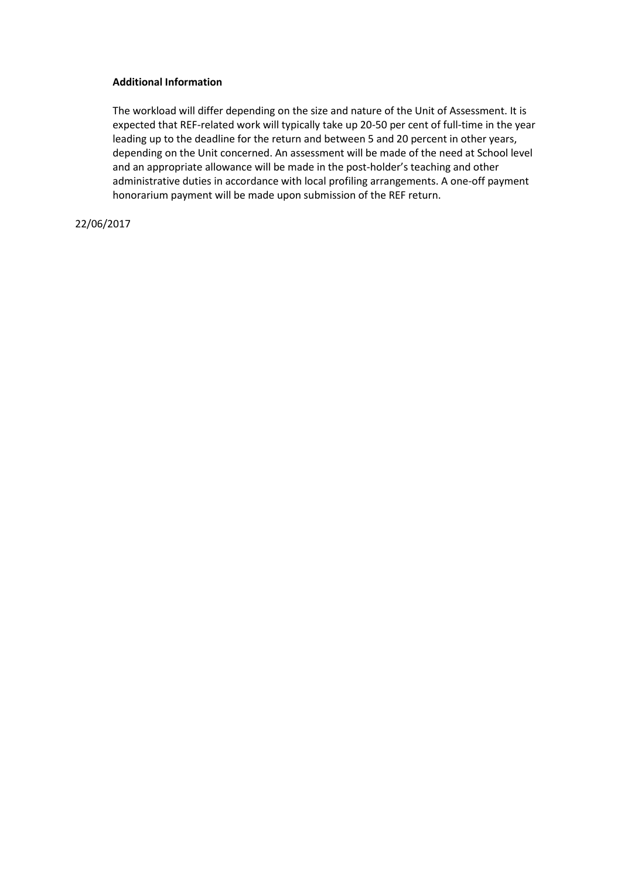**Additional Information**

The workload will differ depending on the size and nature of the Unit of Assessment. It is expected that REF-related work will typically take up 20-50 per cent of full-time in the year leading up to the deadline for the return and between 5 and 20 percent in other years, depending on the Unit concerned. An assessment will be made of the need at School level and an appropriate allowance will be made in the post-holder's teaching and other administrative duties in accordance with local profiling arrangements. A one-off payment honorarium payment will be made upon submission of the REF return.

22/06/2017